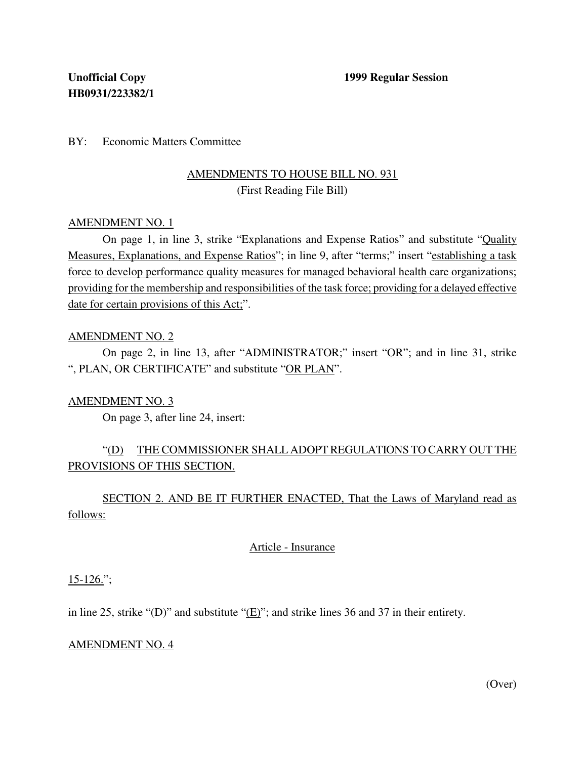**Unofficial Copy** **1999 Regular Session**
**HB0931/223382/1**

BY: Economic Matters Committee

AMENDMENTS TO HOUSE BILL NO. 931
(First Reading File Bill)

AMENDMENT NO. 1

On page 1, in line 3, strike "Explanations and Expense Ratios" and substitute "Quality Measures, Explanations, and Expense Ratios"; in line 9, after "terms;" insert "establishing a task force to develop performance quality measures for managed behavioral health care organizations; providing for the membership and responsibilities of the task force; providing for a delayed effective date for certain provisions of this Act;".

AMENDMENT NO. 2

On page 2, in line 13, after "ADMINISTRATOR;" insert "OR"; and in line 31, strike ", PLAN, OR CERTIFICATE" and substitute "OR PLAN".

AMENDMENT NO. 3

On page 3, after line 24, insert:

"(D) THE COMMISSIONER SHALL ADOPT REGULATIONS TO CARRY OUT THE PROVISIONS OF THIS SECTION.

SECTION 2. AND BE IT FURTHER ENACTED, That the Laws of Maryland read as follows:

Article - Insurance

15-126.";

in line 25, strike "(D)" and substitute "(E)"; and strike lines 36 and 37 in their entirety.

AMENDMENT NO. 4

(Over)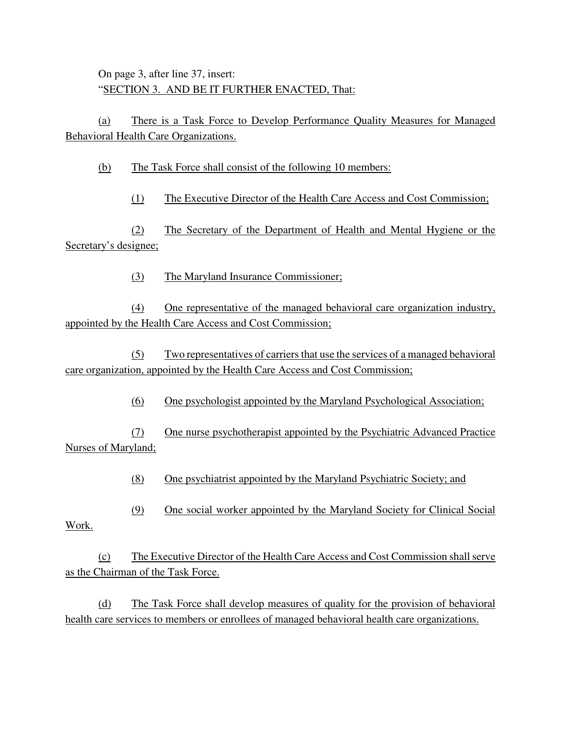On page 3, after line 37, insert:

"SECTION 3. AND BE IT FURTHER ENACTED, That:

(a) There is a Task Force to Develop Performance Quality Measures for Managed Behavioral Health Care Organizations.

(b) The Task Force shall consist of the following 10 members:

(1) The Executive Director of the Health Care Access and Cost Commission;

(2) The Secretary of the Department of Health and Mental Hygiene or the Secretary's designee;

(3) The Maryland Insurance Commissioner;

(4) One representative of the managed behavioral care organization industry, appointed by the Health Care Access and Cost Commission;

(5) Two representatives of carriers that use the services of a managed behavioral care organization, appointed by the Health Care Access and Cost Commission;

(6) One psychologist appointed by the Maryland Psychological Association;

(7) One nurse psychotherapist appointed by the Psychiatric Advanced Practice Nurses of Maryland;

(8) One psychiatrist appointed by the Maryland Psychiatric Society; and

(9) One social worker appointed by the Maryland Society for Clinical Social Work.

(c) The Executive Director of the Health Care Access and Cost Commission shall serve as the Chairman of the Task Force.

(d) The Task Force shall develop measures of quality for the provision of behavioral health care services to members or enrollees of managed behavioral health care organizations.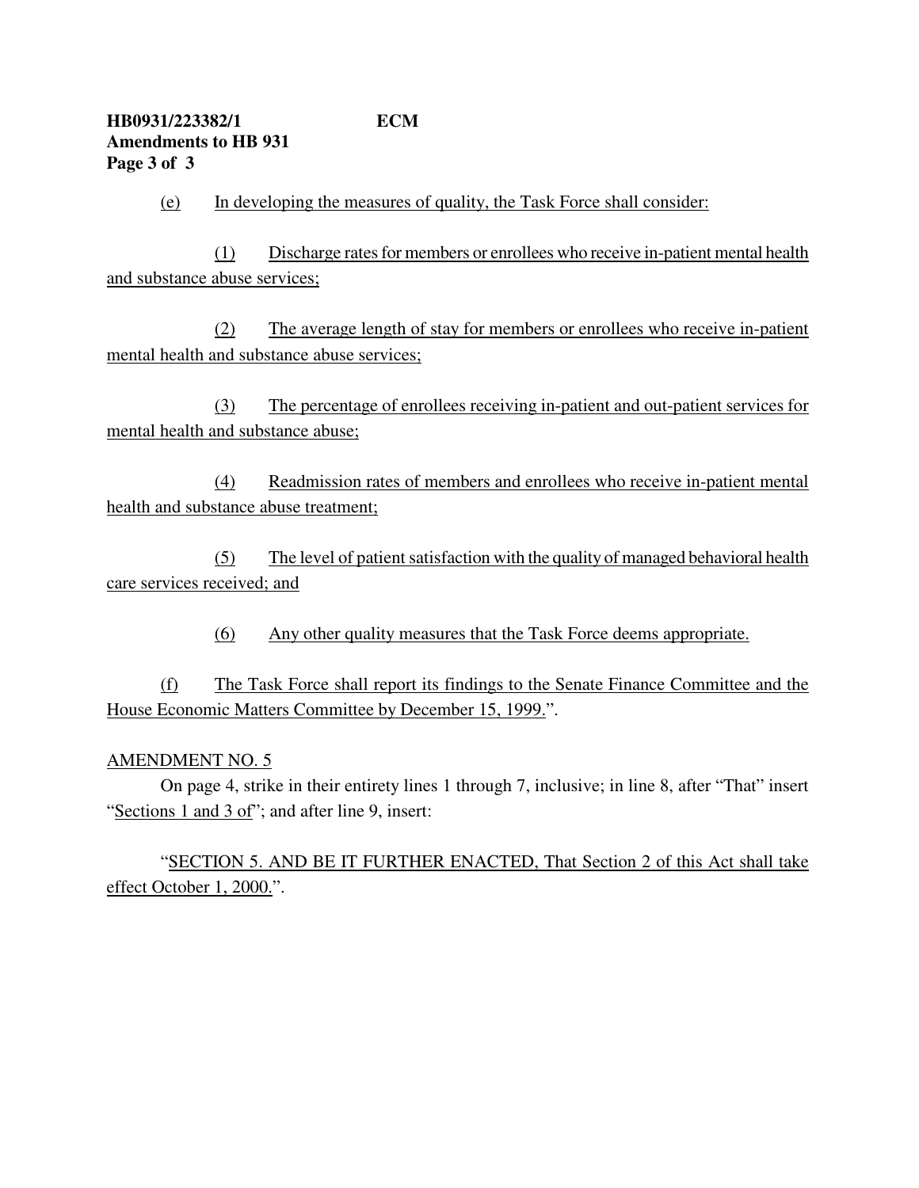(e) In developing the measures of quality, the Task Force shall consider:

(1) Discharge rates for members or enrollees who receive in-patient mental health and substance abuse services;

(2) The average length of stay for members or enrollees who receive in-patient mental health and substance abuse services;

(3) The percentage of enrollees receiving in-patient and out-patient services for mental health and substance abuse;

(4) Readmission rates of members and enrollees who receive in-patient mental health and substance abuse treatment;

(5) The level of patient satisfaction with the quality of managed behavioral health care services received; and

(6) Any other quality measures that the Task Force deems appropriate.

(f) The Task Force shall report its findings to the Senate Finance Committee and the House Economic Matters Committee by December 15, 1999.".

AMENDMENT NO. 5

On page 4, strike in their entirety lines 1 through 7, inclusive; in line 8, after "That" insert "Sections 1 and 3 of"; and after line 9, insert:

"SECTION 5. AND BE IT FURTHER ENACTED, That Section 2 of this Act shall take effect October 1, 2000.".